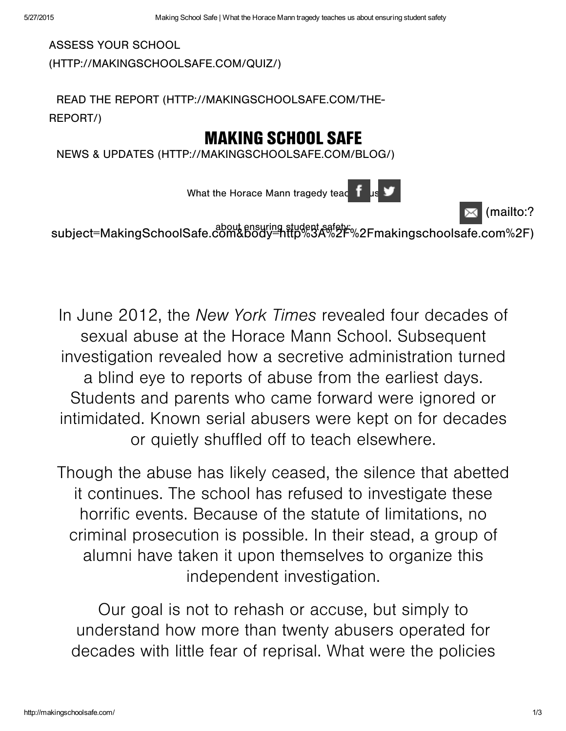ASSESS YOUR SCHOOL (HTTP://MAKINGSCHOOLSAFE.COM/QUIZ/)

READ THE REPORT (HTTP://MAKINGSCHOOLSAFE.COM/THE-REPORT/)

# MAKING SCHOOL SAFE

NEWS & UPDATES (HTTP://MAKINGSCHOOLSAFE.COM/BLOG/)

What the Horace Mann tragedy teaches us about ensuring student safety:

(mailto:?subject=MakingSchoolSafe.com&body=http%3A%2F%2Fmakingschoolsafe.com%2F)

In June 2012, the *New York Times* revealed four decades of sexual abuse at the Horace Mann School. Subsequent investigation revealed how a secretive administration turned a blind eye to reports of abuse from the earliest days. Students and parents who came forward were ignored or intimidated. Known serial abusers were kept on for decades or quietly shuffled off to teach elsewhere.

Though the abuse has likely ceased, the silence that abetted it continues. The school has refused to investigate these horrific events. Because of the statute of limitations, no criminal prosecution is possible. In their stead, a group of alumni have taken it upon themselves to organize this independent investigation.

Our goal is not to rehash or accuse, but simply to understand how more than twenty abusers operated for decades with little fear of reprisal. What were the policies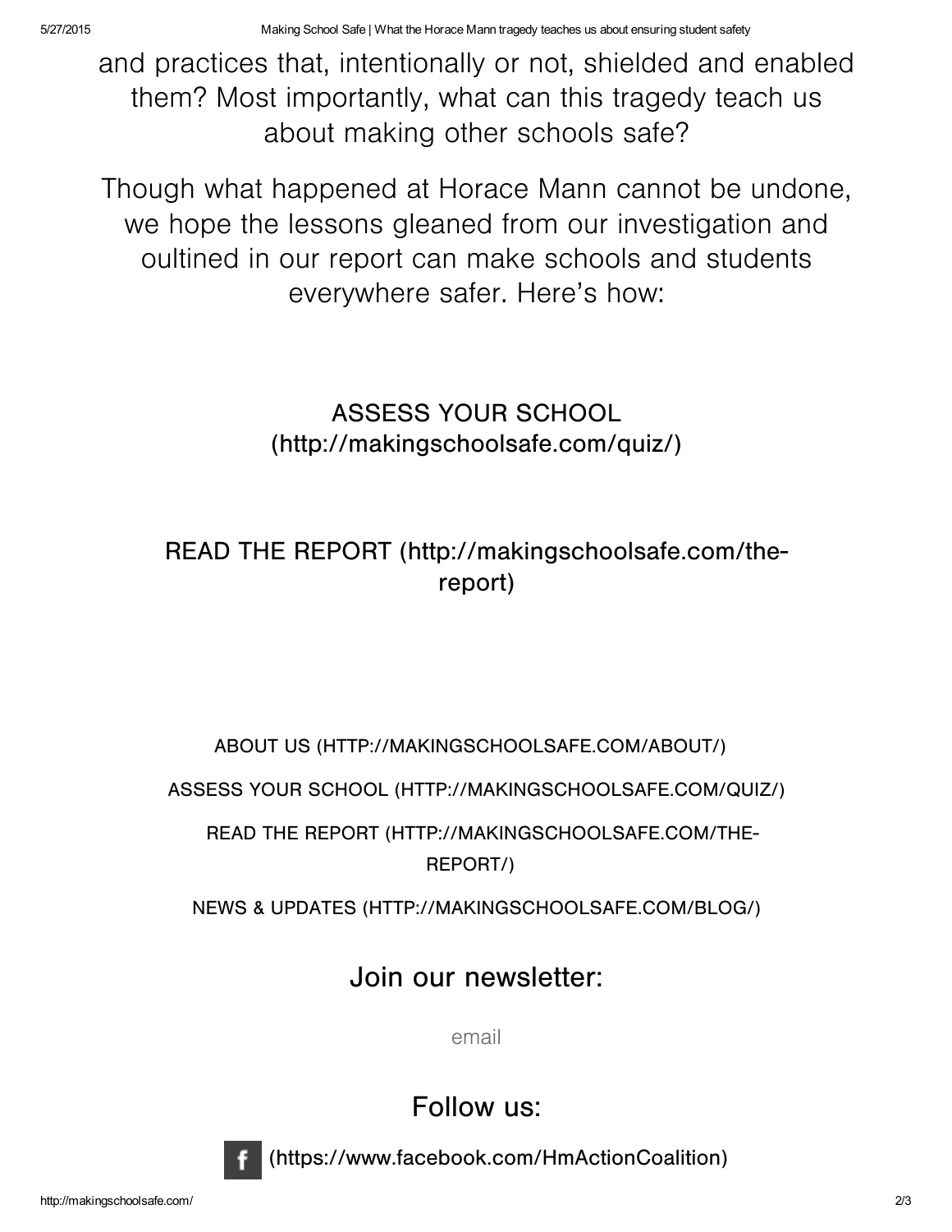and practices that, intentionally or not, shielded and enabled them? Most importantly, what can this tragedy teach us about making other schools safe?

Though what happened at Horace Mann cannot be undone, we hope the lessons gleaned from our investigation and oultined in our report can make schools and students everywhere safer. Here's how:

ASSESS YOUR SCHOOL (http://makingschoolsafe.com/quiz/)

READ THE REPORT (http://makingschoolsafe.com/the-report)

ABOUT US (HTTP://MAKINGSCHOOLSAFE.COM/ABOUT/)

ASSESS YOUR SCHOOL (HTTP://MAKINGSCHOOLSAFE.COM/QUIZ/)

READ THE REPORT (HTTP://MAKINGSCHOOLSAFE.COM/THE-REPORT/)

NEWS & UPDATES (HTTP://MAKINGSCHOOLSAFE.COM/BLOG/)

## Join our newsletter:

email

## Follow us:

(https://www.facebook.com/HmActionCoalition)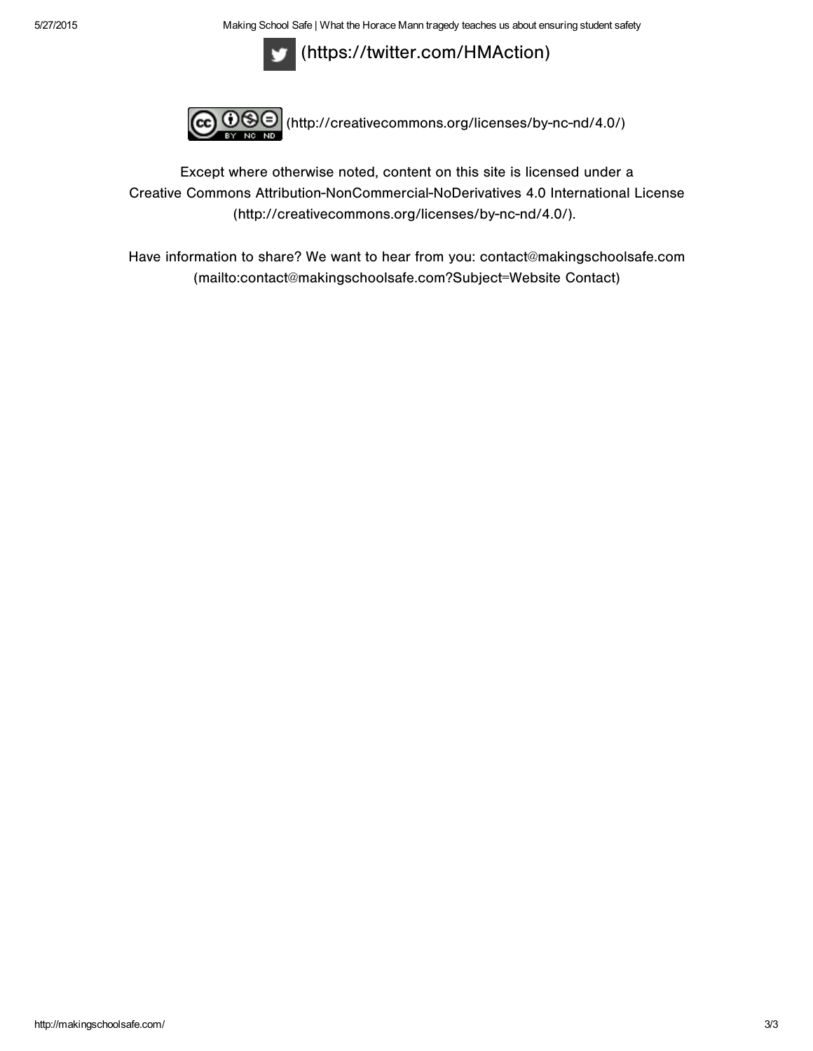(https://twitter.com/HMAction)

(http://creativecommons.org/licenses/by-nc-nd/4.0/)

Except where otherwise noted, content on this site is licensed under a Creative Commons Attribution-NonCommercial-NoDerivatives 4.0 International License (http://creativecommons.org/licenses/by-nc-nd/4.0/).

Have information to share? We want to hear from you: contact@makingschoolsafe.com (mailto:contact@makingschoolsafe.com?Subject=Website Contact)